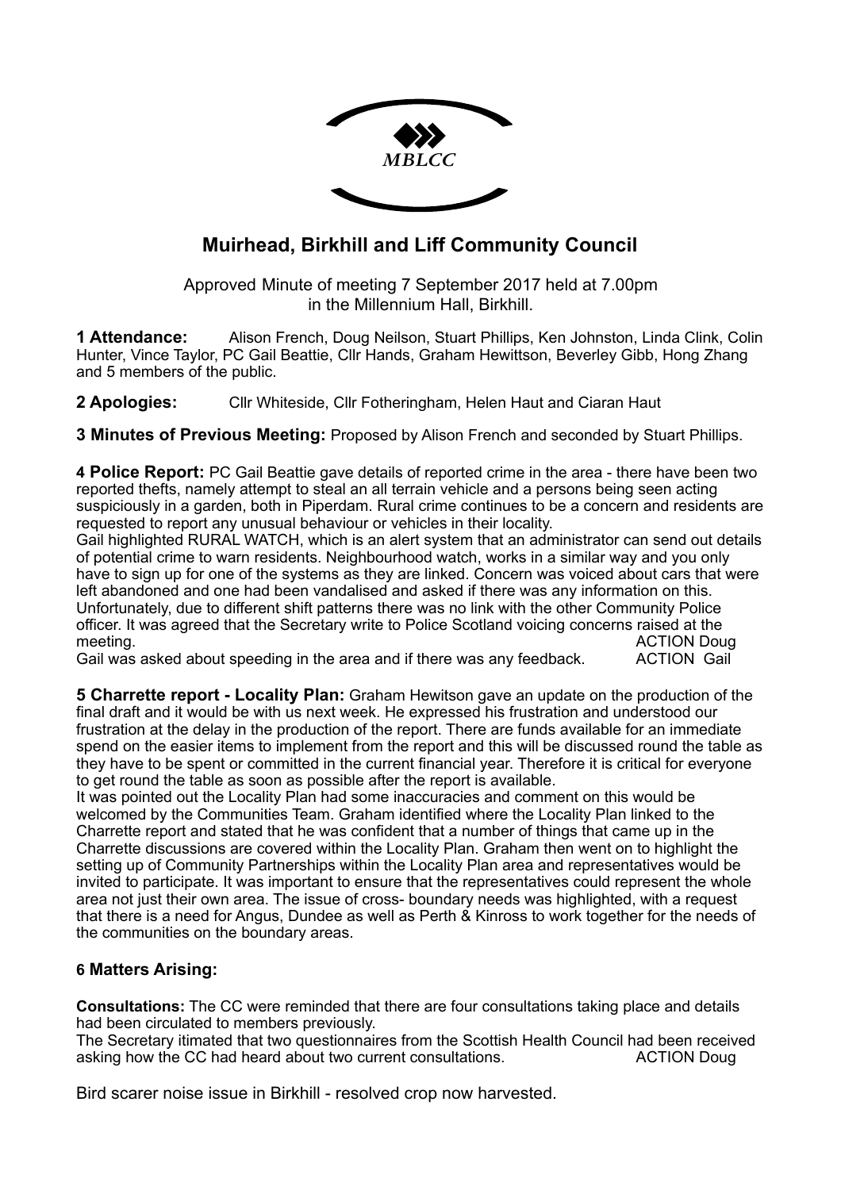MBLCC

# Muirhead, Birkhill and Liff Community Council

Approved Minute of meeting 7 September 2017 held at 7.00pm in the Millennium Hall, Birkhill.

**1 Attendance:** Alison French, Doug Neilson, Stuart Phillips, Ken Johnston, Linda Clink, Colin Hunter, Vince Taylor, PC Gail Beattie, Cllr Hands, Graham Hewittson, Beverley Gibb, Hong Zhang and 5 members of the public.

**2 Apologies:** Cllr Whiteside, Cllr Fotheringham, Helen Haut and Ciaran Haut

**3 Minutes of Previous Meeting:** Proposed by Alison French and seconded by Stuart Phillips.

**4 Police Report:** PC Gail Beattie gave details of reported crime in the area - there have been two reported thefts, namely attempt to steal an all terrain vehicle and a persons being seen acting suspiciously in a garden, both in Piperdam. Rural crime continues to be a concern and residents are requested to report any unusual behaviour or vehicles in their locality.
Gail highlighted RURAL WATCH, which is an alert system that an administrator can send out details of potential crime to warn residents. Neighbourhood watch, works in a similar way and you only have to sign up for one of the systems as they are linked. Concern was voiced about cars that were left abandoned and one had been vandalised and asked if there was any information on this. Unfortunately, due to different shift patterns there was no link with the other Community Police officer. It was agreed that the Secretary write to Police Scotland voicing concerns raised at the meeting. ACTION Doug
Gail was asked about speeding in the area and if there was any feedback. ACTION Gail

**5 Charrette report - Locality Plan:** Graham Hewitson gave an update on the production of the final draft and it would be with us next week. He expressed his frustration and understood our frustration at the delay in the production of the report. There are funds available for an immediate spend on the easier items to implement from the report and this will be discussed round the table as they have to be spent or committed in the current financial year. Therefore it is critical for everyone to get round the table as soon as possible after the report is available.
It was pointed out the Locality Plan had some inaccuracies and comment on this would be welcomed by the Communities Team. Graham identified where the Locality Plan linked to the Charrette report and stated that he was confident that a number of things that came up in the Charrette discussions are covered within the Locality Plan. Graham then went on to highlight the setting up of Community Partnerships within the Locality Plan area and representatives would be invited to participate. It was important to ensure that the representatives could represent the whole area not just their own area. The issue of cross- boundary needs was highlighted, with a request that there is a need for Angus, Dundee as well as Perth & Kinross to work together for the needs of the communities on the boundary areas.

### 6 Matters Arising:

**Consultations:** The CC were reminded that there are four consultations taking place and details had been circulated to members previously.
The Secretary itimated that two questionnaires from the Scottish Health Council had been received asking how the CC had heard about two current consultations. ACTION Doug

Bird scarer noise issue in Birkhill - resolved crop now harvested.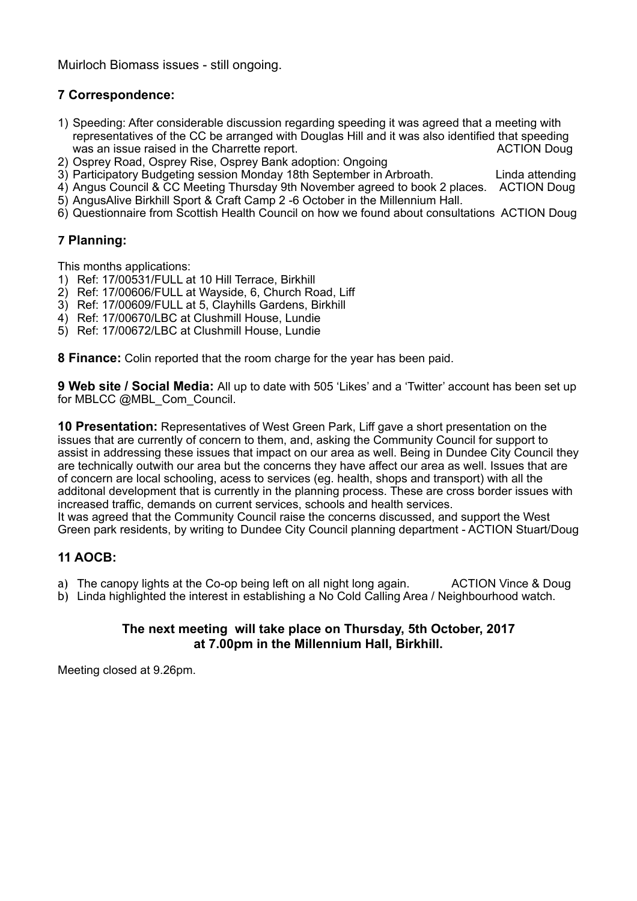Muirloch Biomass issues - still ongoing.

### 7 Correspondence:

1) Speeding: After considerable discussion regarding speeding it was agreed that a meeting with representatives of the CC be arranged with Douglas Hill and it was also identified that speeding was an issue raised in the Charrette report. ACTION Doug
2) Osprey Road, Osprey Rise, Osprey Bank adoption: Ongoing
3) Participatory Budgeting session Monday 18th September in Arbroath. Linda attending
4) Angus Council & CC Meeting Thursday 9th November agreed to book 2 places. ACTION Doug
5) AngusAlive Birkhill Sport & Craft Camp 2 -6 October in the Millennium Hall.
6) Questionnaire from Scottish Health Council on how we found about consultations ACTION Doug

### 7 Planning:

This months applications:

1) Ref: 17/00531/FULL at 10 Hill Terrace, Birkhill
2) Ref: 17/00606/FULL at Wayside, 6, Church Road, Liff
3) Ref: 17/00609/FULL at 5, Clayhills Gardens, Birkhill
4) Ref: 17/00670/LBC at Clushmill House, Lundie
5) Ref: 17/00672/LBC at Clushmill House, Lundie

**8 Finance:** Colin reported that the room charge for the year has been paid.

**9 Web site / Social Media:** All up to date with 505 'Likes' and a 'Twitter' account has been set up for MBLCC @MBL_Com_Council.

**10 Presentation:** Representatives of West Green Park, Liff gave a short presentation on the issues that are currently of concern to them, and, asking the Community Council for support to assist in addressing these issues that impact on our area as well. Being in Dundee City Council they are technically outwith our area but the concerns they have affect our area as well. Issues that are of concern are local schooling, acess to services (eg. health, shops and transport) with all the additonal development that is currently in the planning process. These are cross border issues with increased traffic, demands on current services, schools and health services.
It was agreed that the Community Council raise the concerns discussed, and support the West Green park residents, by writing to Dundee City Council planning department - ACTION Stuart/Doug

### 11 AOCB:

a) The canopy lights at the Co-op being left on all night long again. ACTION Vince & Doug
b) Linda highlighted the interest in establishing a No Cold Calling Area / Neighbourhood watch.

**The next meeting will take place on Thursday, 5th October, 2017 at 7.00pm in the Millennium Hall, Birkhill.**

Meeting closed at 9.26pm.